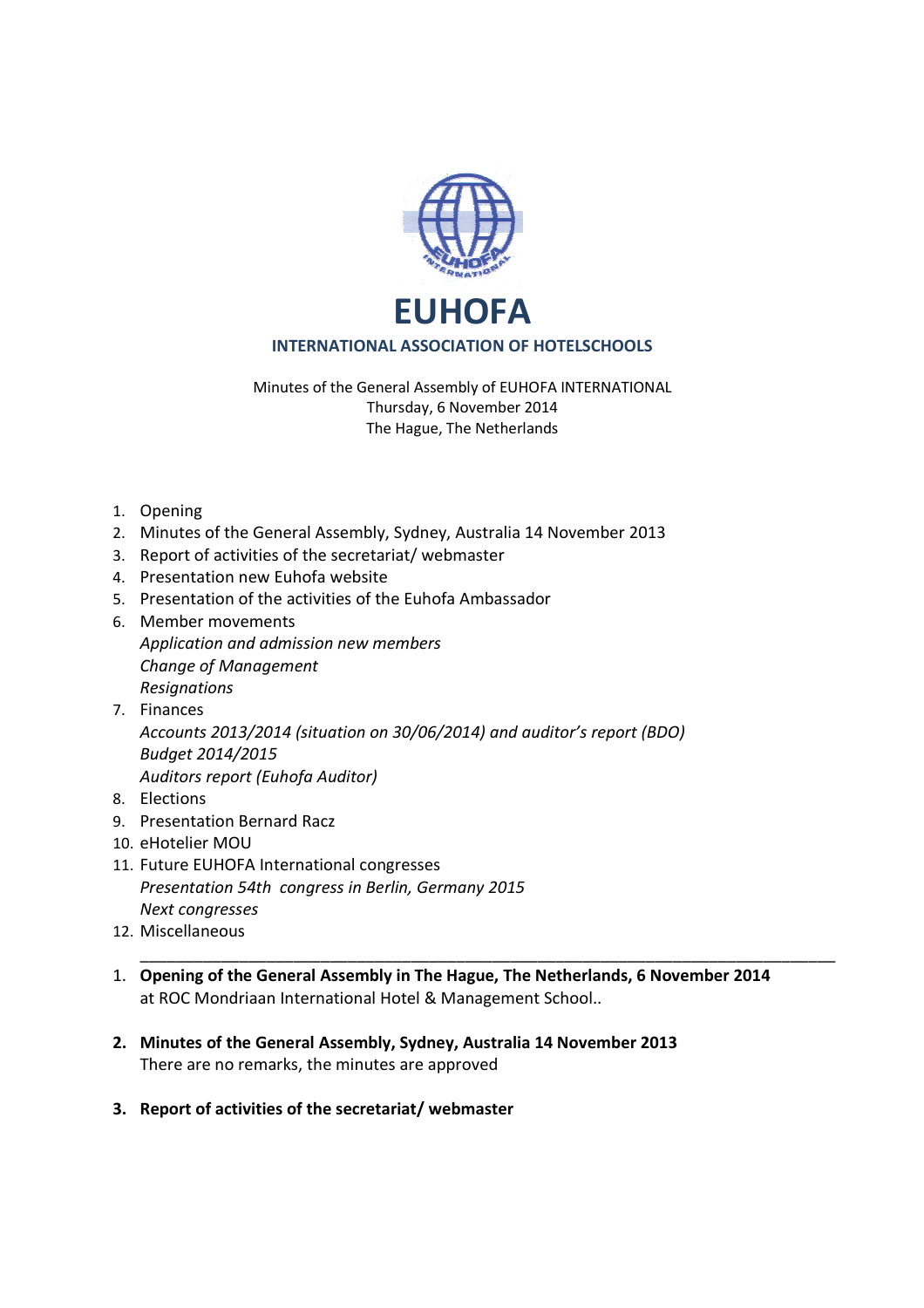# EUHOFA

## INTERNATIONAL ASSOCIATION OF HOTELSCHOOLS

Minutes of the General Assembly of EUHOFA INTERNATIONAL
Thursday, 6 November 2014
The Hague, The Netherlands

1. Opening
2. Minutes of the General Assembly, Sydney, Australia 14 November 2013
3. Report of activities of the secretariat/ webmaster
4. Presentation new Euhofa website
5. Presentation of the activities of the Euhofa Ambassador
6. Member movements
   *Application and admission new members*
   *Change of Management*
   *Resignations*
7. Finances
   *Accounts 2013/2014 (situation on 30/06/2014) and auditor's report (BDO)*
   *Budget 2014/2015*
   *Auditors report (Euhofa Auditor)*
8. Elections
9. Presentation Bernard Racz
10. eHotelier MOU
11. Future EUHOFA International congresses
    *Presentation 54th congress in Berlin, Germany 2015*
    *Next congresses*
12. Miscellaneous

---

1. **Opening of the General Assembly in The Hague, The Netherlands, 6 November 2014**
   at ROC Mondriaan International Hotel & Management School..

2. **Minutes of the General Assembly, Sydney, Australia 14 November 2013**
   There are no remarks, the minutes are approved

3. **Report of activities of the secretariat/ webmaster**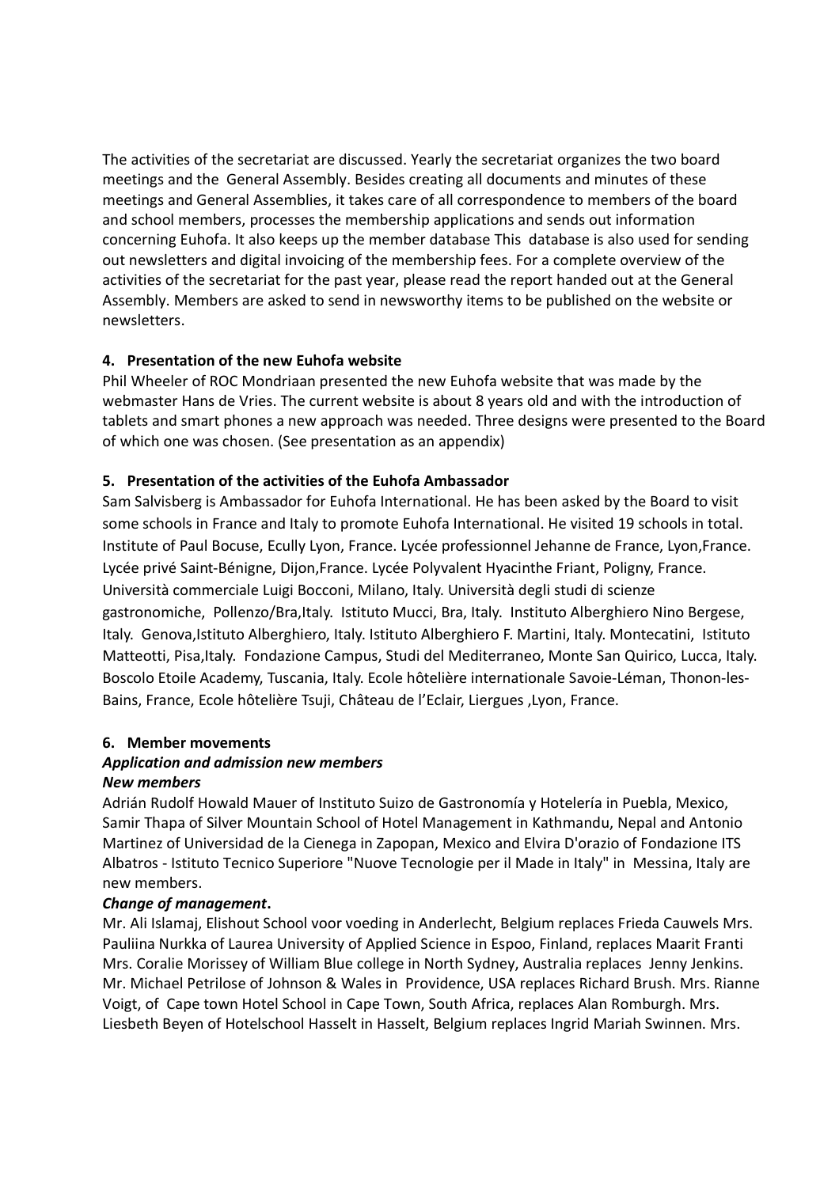The activities of the secretariat are discussed. Yearly the secretariat organizes the two board meetings and the General Assembly. Besides creating all documents and minutes of these meetings and General Assemblies, it takes care of all correspondence to members of the board and school members, processes the membership applications and sends out information concerning Euhofa. It also keeps up the member database This database is also used for sending out newsletters and digital invoicing of the membership fees. For a complete overview of the activities of the secretariat for the past year, please read the report handed out at the General Assembly. Members are asked to send in newsworthy items to be published on the website or newsletters.

### 4. Presentation of the new Euhofa website

Phil Wheeler of ROC Mondriaan presented the new Euhofa website that was made by the webmaster Hans de Vries. The current website is about 8 years old and with the introduction of tablets and smart phones a new approach was needed. Three designs were presented to the Board of which one was chosen. (See presentation as an appendix)

### 5. Presentation of the activities of the Euhofa Ambassador

Sam Salvisberg is Ambassador for Euhofa International. He has been asked by the Board to visit some schools in France and Italy to promote Euhofa International. He visited 19 schools in total. Institute of Paul Bocuse, Ecully Lyon, France. Lycée professionnel Jehanne de France, Lyon,France. Lycée privé Saint-Bénigne, Dijon,France. Lycée Polyvalent Hyacinthe Friant, Poligny, France. Università commerciale Luigi Bocconi, Milano, Italy. Università degli studi di scienze gastronomiche, Pollenzo/Bra,Italy. Istituto Mucci, Bra, Italy. Instituto Alberghiero Nino Bergese, Italy. Genova,Istituto Alberghiero, Italy. Istituto Alberghiero F. Martini, Italy. Montecatini, Istituto Matteotti, Pisa,Italy. Fondazione Campus, Studi del Mediterraneo, Monte San Quirico, Lucca, Italy. Boscolo Etoile Academy, Tuscania, Italy. Ecole hôtelière internationale Savoie-Léman, Thonon-les-Bains, France, Ecole hôtelière Tsuji, Château de l'Eclair, Liergues ,Lyon, France.

### 6. Member movements

***Application and admission new members***

***New members***

Adrián Rudolf Howald Mauer of Instituto Suizo de Gastronomía y Hotelería in Puebla, Mexico, Samir Thapa of Silver Mountain School of Hotel Management in Kathmandu, Nepal and Antonio Martinez of Universidad de la Cienega in Zapopan, Mexico and Elvira D'orazio of Fondazione ITS Albatros - Istituto Tecnico Superiore "Nuove Tecnologie per il Made in Italy" in Messina, Italy are new members.

***Change of management*.**

Mr. Ali Islamaj, Elishout School voor voeding in Anderlecht, Belgium replaces Frieda Cauwels Mrs. Pauliina Nurkka of Laurea University of Applied Science in Espoo, Finland, replaces Maarit Franti Mrs. Coralie Morissey of William Blue college in North Sydney, Australia replaces Jenny Jenkins. Mr. Michael Petrilose of Johnson & Wales in Providence, USA replaces Richard Brush. Mrs. Rianne Voigt, of Cape town Hotel School in Cape Town, South Africa, replaces Alan Romburgh. Mrs. Liesbeth Beyen of Hotelschool Hasselt in Hasselt, Belgium replaces Ingrid Mariah Swinnen. Mrs.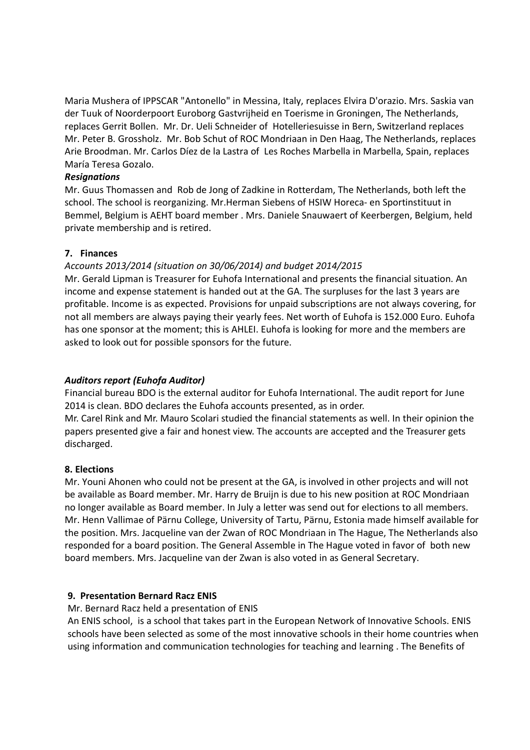Maria Mushera of IPPSCAR "Antonello" in Messina, Italy, replaces Elvira D'orazio. Mrs. Saskia van der Tuuk of Noorderpoort Euroborg Gastvrijheid en Toerisme in Groningen, The Netherlands, replaces Gerrit Bollen. Mr. Dr. Ueli Schneider of Hotelleriesuisse in Bern, Switzerland replaces Mr. Peter B. Grossholz. Mr. Bob Schut of ROC Mondriaan in Den Haag, The Netherlands, replaces Arie Broodman. Mr. Carlos Díez de la Lastra of Les Roches Marbella in Marbella, Spain, replaces María Teresa Gozalo.

***Resignations***

Mr. Guus Thomassen and Rob de Jong of Zadkine in Rotterdam, The Netherlands, both left the school. The school is reorganizing. Mr.Herman Siebens of HSIW Horeca- en Sportinstituut in Bemmel, Belgium is AEHT board member . Mrs. Daniele Snauwaert of Keerbergen, Belgium, held private membership and is retired.

## 7. Finances

*Accounts 2013/2014 (situation on 30/06/2014) and budget 2014/2015*

Mr. Gerald Lipman is Treasurer for Euhofa International and presents the financial situation. An income and expense statement is handed out at the GA. The surpluses for the last 3 years are profitable. Income is as expected. Provisions for unpaid subscriptions are not always covering, for not all members are always paying their yearly fees. Net worth of Euhofa is 152.000 Euro. Euhofa has one sponsor at the moment; this is AHLEI. Euhofa is looking for more and the members are asked to look out for possible sponsors for the future.

***Auditors report (Euhofa Auditor)***

Financial bureau BDO is the external auditor for Euhofa International. The audit report for June 2014 is clean. BDO declares the Euhofa accounts presented, as in order.

Mr. Carel Rink and Mr. Mauro Scolari studied the financial statements as well. In their opinion the papers presented give a fair and honest view. The accounts are accepted and the Treasurer gets discharged.

## 8. Elections

Mr. Youni Ahonen who could not be present at the GA, is involved in other projects and will not be available as Board member. Mr. Harry de Bruijn is due to his new position at ROC Mondriaan no longer available as Board member. In July a letter was send out for elections to all members. Mr. Henn Vallimae of Pärnu College, University of Tartu, Pärnu, Estonia made himself available for the position. Mrs. Jacqueline van der Zwan of ROC Mondriaan in The Hague, The Netherlands also responded for a board position. The General Assemble in The Hague voted in favor of both new board members. Mrs. Jacqueline van der Zwan is also voted in as General Secretary.

## 9. Presentation Bernard Racz ENIS

Mr. Bernard Racz held a presentation of ENIS

An ENIS school, is a school that takes part in the European Network of Innovative Schools. ENIS schools have been selected as some of the most innovative schools in their home countries when using information and communication technologies for teaching and learning . The Benefits of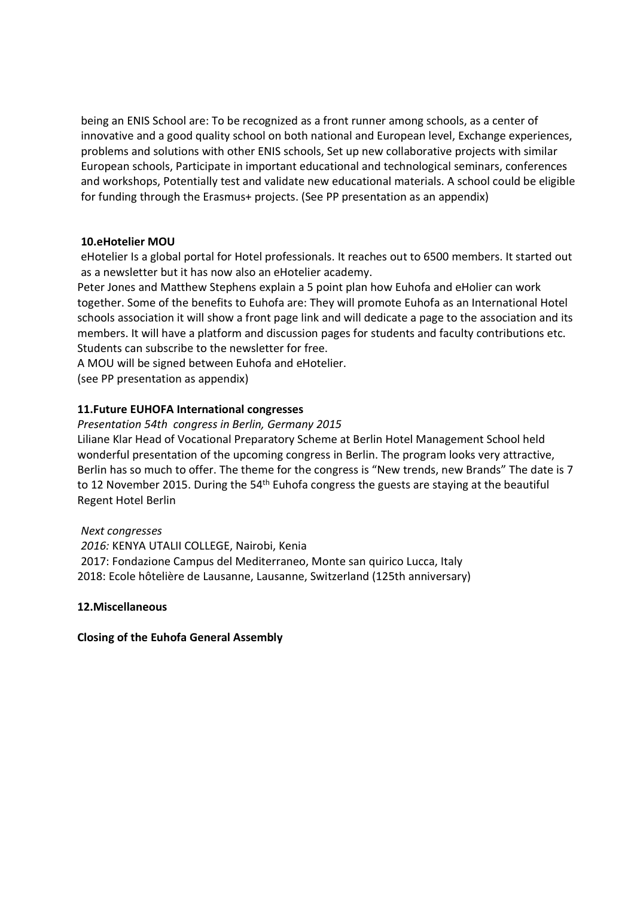being an ENIS School are: To be recognized as a front runner among schools, as a center of innovative and a good quality school on both national and European level, Exchange experiences, problems and solutions with other ENIS schools, Set up new collaborative projects with similar European schools, Participate in important educational and technological seminars, conferences and workshops, Potentially test and validate new educational materials. A school could be eligible for funding through the Erasmus+ projects. (See PP presentation as an appendix)

**10.eHotelier MOU**

eHotelier Is a global portal for Hotel professionals. It reaches out to 6500 members. It started out as a newsletter but it has now also an eHotelier academy.

Peter Jones and Matthew Stephens explain a 5 point plan how Euhofa and eHolier can work together. Some of the benefits to Euhofa are: They will promote Euhofa as an International Hotel schools association it will show a front page link and will dedicate a page to the association and its members. It will have a platform and discussion pages for students and faculty contributions etc. Students can subscribe to the newsletter for free.

A MOU will be signed between Euhofa and eHotelier.

(see PP presentation as appendix)

**11.Future EUHOFA International congresses**

*Presentation 54th congress in Berlin, Germany 2015*

Liliane Klar Head of Vocational Preparatory Scheme at Berlin Hotel Management School held wonderful presentation of the upcoming congress in Berlin. The program looks very attractive, Berlin has so much to offer. The theme for the congress is "New trends, new Brands" The date is 7 to 12 November 2015. During the 54th Euhofa congress the guests are staying at the beautiful Regent Hotel Berlin

*Next congresses*

*2016:* KENYA UTALII COLLEGE, Nairobi, Kenia

2017: Fondazione Campus del Mediterraneo, Monte san quirico Lucca, Italy

2018: Ecole hôtelière de Lausanne, Lausanne, Switzerland (125th anniversary)

**12.Miscellaneous**

**Closing of the Euhofa General Assembly**